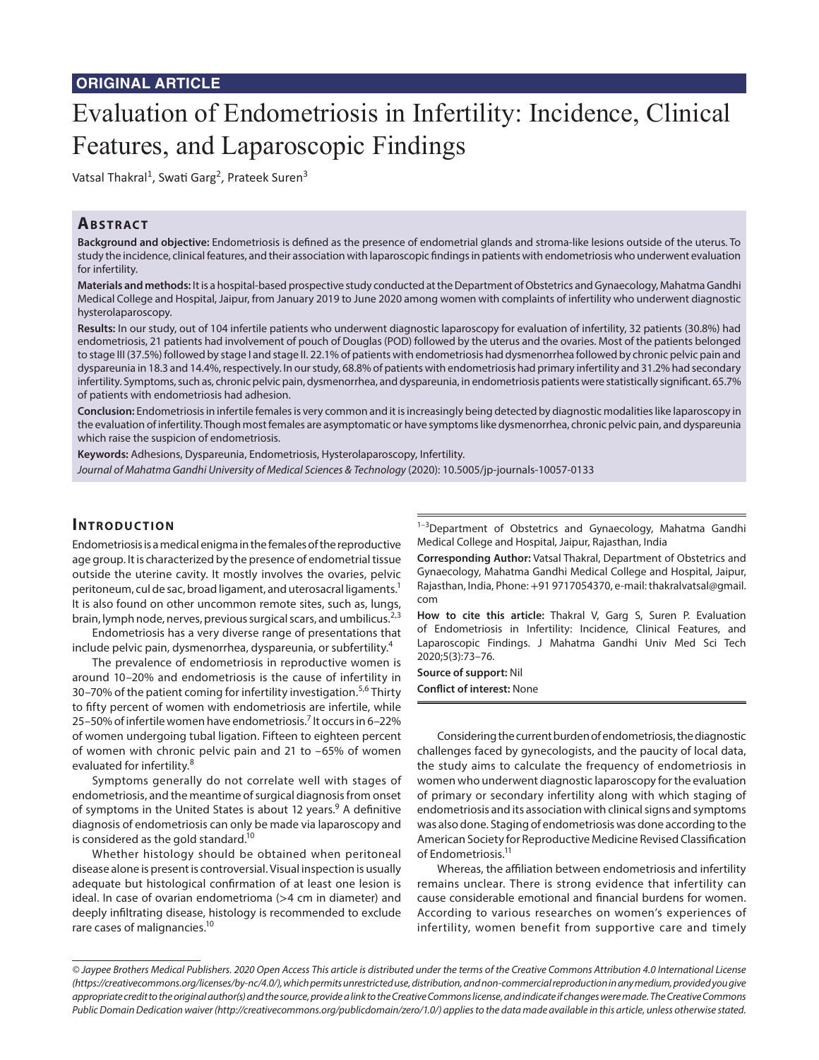**ORIGINAL ARTICLE**

# Evaluation of Endometriosis in Infertility: Incidence, Clinical Features, and Laparoscopic Findings

Vatsal Thakral[1], Swati Garg[2], Prateek Suren[3]

## Abstract

**Background and objective:** Endometriosis is defined as the presence of endometrial glands and stroma-like lesions outside of the uterus. To study the incidence, clinical features, and their association with laparoscopic findings in patients with endometriosis who underwent evaluation for infertility.

**Materials and methods:** It is a hospital-based prospective study conducted at the Department of Obstetrics and Gynaecology, Mahatma Gandhi Medical College and Hospital, Jaipur, from January 2019 to June 2020 among women with complaints of infertility who underwent diagnostic hysterolaparoscopy.

**Results:** In our study, out of 104 infertile patients who underwent diagnostic laparoscopy for evaluation of infertility, 32 patients (30.8%) had endometriosis, 21 patients had involvement of pouch of Douglas (POD) followed by the uterus and the ovaries. Most of the patients belonged to stage III (37.5%) followed by stage I and stage II. 22.1% of patients with endometriosis had dysmenorrhea followed by chronic pelvic pain and dyspareunia in 18.3 and 14.4%, respectively. In our study, 68.8% of patients with endometriosis had primary infertility and 31.2% had secondary infertility. Symptoms, such as, chronic pelvic pain, dysmenorrhea, and dyspareunia, in endometriosis patients were statistically significant. 65.7% of patients with endometriosis had adhesion.

**Conclusion:** Endometriosis in infertile females is very common and it is increasingly being detected by diagnostic modalities like laparoscopy in the evaluation of infertility. Though most females are asymptomatic or have symptoms like dysmenorrhea, chronic pelvic pain, and dyspareunia which raise the suspicion of endometriosis.

**Keywords:** Adhesions, Dyspareunia, Endometriosis, Hysterolaparoscopy, Infertility.

*Journal of Mahatma Gandhi University of Medical Sciences & Technology* (2020): 10.5005/jp-journals-10057-0133

## Introduction

Endometriosis is a medical enigma in the females of the reproductive age group. It is characterized by the presence of endometrial tissue outside the uterine cavity. It mostly involves the ovaries, pelvic peritoneum, cul de sac, broad ligament, and uterosacral ligaments.[1] It is also found on other uncommon remote sites, such as, lungs, brain, lymph node, nerves, previous surgical scars, and umbilicus.[2,3]

Endometriosis has a very diverse range of presentations that include pelvic pain, dysmenorrhea, dyspareunia, or subfertility.[4]

The prevalence of endometriosis in reproductive women is around 10–20% and endometriosis is the cause of infertility in 30–70% of the patient coming for infertility investigation.[5,6] Thirty to fifty percent of women with endometriosis are infertile, while 25–50% of infertile women have endometriosis.[7] It occurs in 6–22% of women undergoing tubal ligation. Fifteen to eighteen percent of women with chronic pelvic pain and 21 to –65% of women evaluated for infertility.[8]

Symptoms generally do not correlate well with stages of endometriosis, and the meantime of surgical diagnosis from onset of symptoms in the United States is about 12 years.[9] A definitive diagnosis of endometriosis can only be made via laparoscopy and is considered as the gold standard.[10]

Whether histology should be obtained when peritoneal disease alone is present is controversial. Visual inspection is usually adequate but histological confirmation of at least one lesion is ideal. In case of ovarian endometrioma (>4 cm in diameter) and deeply infiltrating disease, histology is recommended to exclude rare cases of malignancies.[10]

[1–3]Department of Obstetrics and Gynaecology, Mahatma Gandhi Medical College and Hospital, Jaipur, Rajasthan, India

**Corresponding Author:** Vatsal Thakral, Department of Obstetrics and Gynaecology, Mahatma Gandhi Medical College and Hospital, Jaipur, Rajasthan, India, Phone: +91 9717054370, e-mail: thakralvatsal@gmail.com

**How to cite this article:** Thakral V, Garg S, Suren P. Evaluation of Endometriosis in Infertility: Incidence, Clinical Features, and Laparoscopic Findings. J Mahatma Gandhi Univ Med Sci Tech 2020;5(3):73–76.

**Source of support:** Nil

**Conflict of interest:** None

Considering the current burden of endometriosis, the diagnostic challenges faced by gynecologists, and the paucity of local data, the study aims to calculate the frequency of endometriosis in women who underwent diagnostic laparoscopy for the evaluation of primary or secondary infertility along with which staging of endometriosis and its association with clinical signs and symptoms was also done. Staging of endometriosis was done according to the American Society for Reproductive Medicine Revised Classification of Endometriosis.[11]

Whereas, the affiliation between endometriosis and infertility remains unclear. There is strong evidence that infertility can cause considerable emotional and financial burdens for women. According to various researches on women's experiences of infertility, women benefit from supportive care and timely

*© Jaypee Brothers Medical Publishers. 2020 Open Access This article is distributed under the terms of the Creative Commons Attribution 4.0 International License (https://creativecommons.org/licenses/by-nc/4.0/), which permits unrestricted use, distribution, and non-commercial reproduction in any medium, provided you give appropriate credit to the original author(s) and the source, provide a link to the Creative Commons license, and indicate if changes were made. The Creative Commons Public Domain Dedication waiver (http://creativecommons.org/publicdomain/zero/1.0/) applies to the data made available in this article, unless otherwise stated.*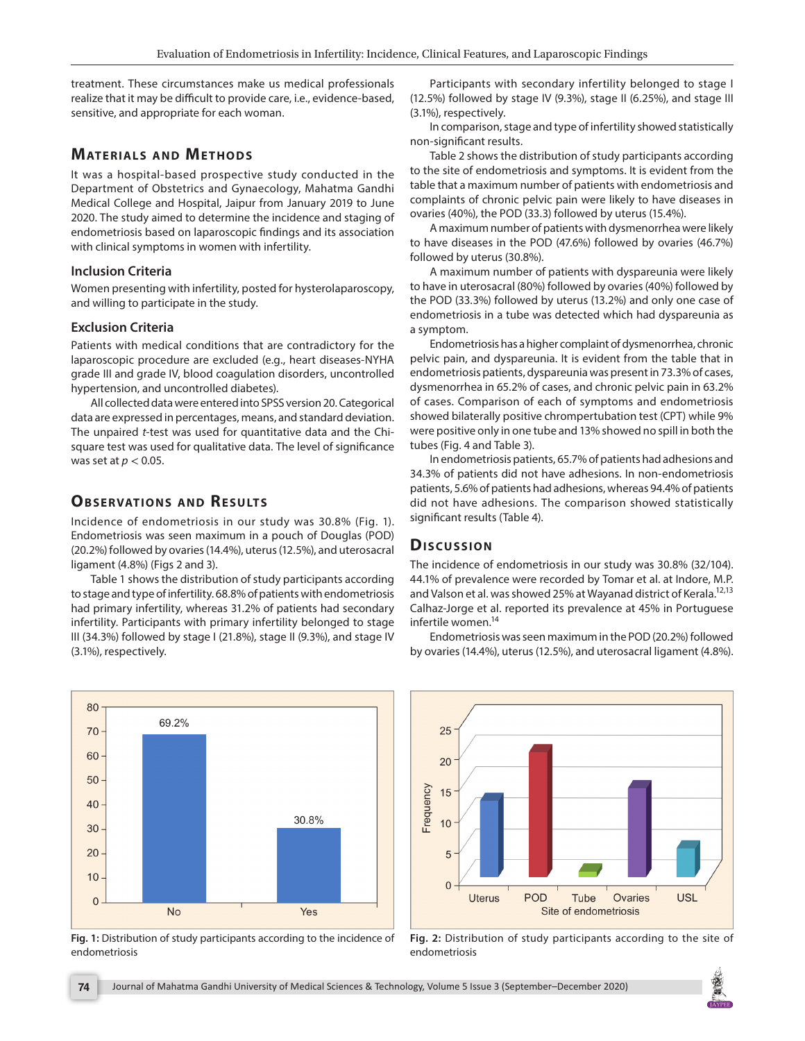treatment. These circumstances make us medical professionals realize that it may be difficult to provide care, i.e., evidence-based, sensitive, and appropriate for each woman.

## Materials and Methods

It was a hospital-based prospective study conducted in the Department of Obstetrics and Gynaecology, Mahatma Gandhi Medical College and Hospital, Jaipur from January 2019 to June 2020. The study aimed to determine the incidence and staging of endometriosis based on laparoscopic findings and its association with clinical symptoms in women with infertility.

### Inclusion Criteria

Women presenting with infertility, posted for hysterolaparoscopy, and willing to participate in the study.

### Exclusion Criteria

Patients with medical conditions that are contradictory for the laparoscopic procedure are excluded (e.g., heart diseases-NYHA grade III and grade IV, blood coagulation disorders, uncontrolled hypertension, and uncontrolled diabetes).

All collected data were entered into SPSS version 20. Categorical data are expressed in percentages, means, and standard deviation. The unpaired *t*-test was used for quantitative data and the Chi-square test was used for qualitative data. The level of significance was set at $p < 0.05$.

## Observations and Results

Incidence of endometriosis in our study was 30.8% (Fig. 1). Endometriosis was seen maximum in a pouch of Douglas (POD) (20.2%) followed by ovaries (14.4%), uterus (12.5%), and uterosacral ligament (4.8%) (Figs 2 and 3).

Table 1 shows the distribution of study participants according to stage and type of infertility. 68.8% of patients with endometriosis had primary infertility, whereas 31.2% of patients had secondary infertility. Participants with primary infertility belonged to stage III (34.3%) followed by stage I (21.8%), stage II (9.3%), and stage IV (3.1%), respectively.

Participants with secondary infertility belonged to stage I (12.5%) followed by stage IV (9.3%), stage II (6.25%), and stage III (3.1%), respectively.

In comparison, stage and type of infertility showed statistically non-significant results.

Table 2 shows the distribution of study participants according to the site of endometriosis and symptoms. It is evident from the table that a maximum number of patients with endometriosis and complaints of chronic pelvic pain were likely to have diseases in ovaries (40%), the POD (33.3) followed by uterus (15.4%).

A maximum number of patients with dysmenorrhea were likely to have diseases in the POD (47.6%) followed by ovaries (46.7%) followed by uterus (30.8%).

A maximum number of patients with dyspareunia were likely to have in uterosacral (80%) followed by ovaries (40%) followed by the POD (33.3%) followed by uterus (13.2%) and only one case of endometriosis in a tube was detected which had dyspareunia as a symptom.

Endometriosis has a higher complaint of dysmenorrhea, chronic pelvic pain, and dyspareunia. It is evident from the table that in endometriosis patients, dyspareunia was present in 73.3% of cases, dysmenorrhea in 65.2% of cases, and chronic pelvic pain in 63.2% of cases. Comparison of each of symptoms and endometriosis showed bilaterally positive chrompertubation test (CPT) while 9% were positive only in one tube and 13% showed no spill in both the tubes (Fig. 4 and Table 3).

In endometriosis patients, 65.7% of patients had adhesions and 34.3% of patients did not have adhesions. In non-endometriosis patients, 5.6% of patients had adhesions, whereas 94.4% of patients did not have adhesions. The comparison showed statistically significant results (Table 4).

## Discussion

The incidence of endometriosis in our study was 30.8% (32/104). 44.1% of prevalence were recorded by Tomar et al. at Indore, M.P. and Valson et al. was showed 25% at Wayanad district of Kerala.[12,13] Calhaz-Jorge et al. reported its prevalence at 45% in Portuguese infertile women.[14]

Endometriosis was seen maximum in the POD (20.2%) followed by ovaries (14.4%), uterus (12.5%), and uterosacral ligament (4.8%).

**Fig. 1:** Distribution of study participants according to the incidence of endometriosis

**Fig. 2:** Distribution of study participants according to the site of endometriosis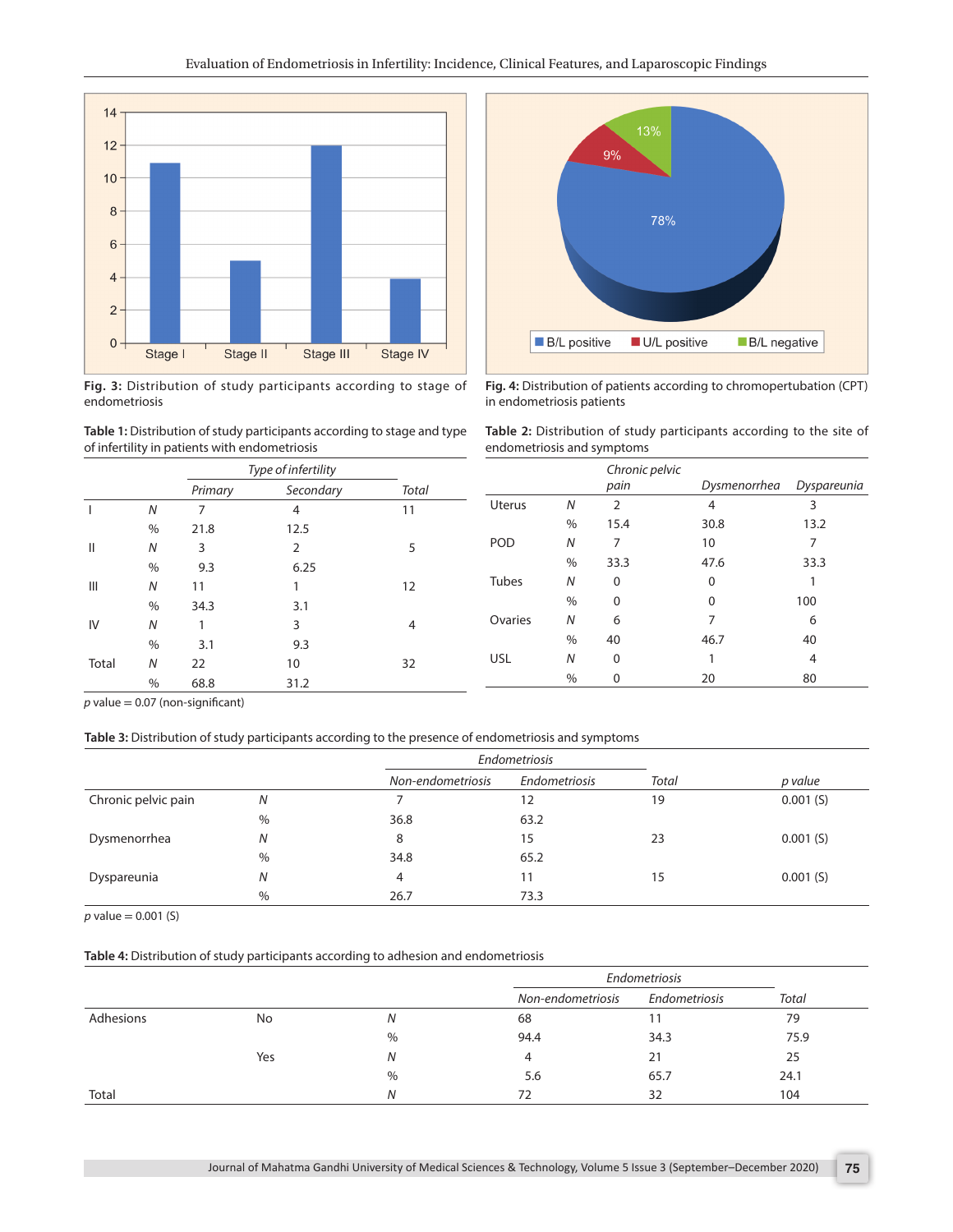**Fig. 3:** Distribution of study participants according to stage of endometriosis

**Fig. 4:** Distribution of patients according to chromopertubation (CPT) in endometriosis patients

**Table 1:** Distribution of study participants according to stage and type of infertility in patients with endometriosis

| | | *Type of infertility* | | |
|---|---|---|---|---|
| | | *Primary* | *Secondary* | *Total* |
| I | *N* | 7 | 4 | 11 |
| | % | 21.8 | 12.5 | |
| II | *N* | 3 | 2 | 5 |
| | % | 9.3 | 6.25 | |
| III | *N* | 11 | 1 | 12 |
| | % | 34.3 | 3.1 | |
| IV | *N* | 1 | 3 | 4 |
| | % | 3.1 | 9.3 | |
| Total | *N* | 22 | 10 | 32 |
| | % | 68.8 | 31.2 | |

*p* value = 0.07 (non-significant)

**Table 2:** Distribution of study participants according to the site of endometriosis and symptoms

| | | *Chronic pelvic pain* | *Dysmenorrhea* | *Dyspareunia* |
|---|---|---|---|---|
| Uterus | *N* | 2 | 4 | 3 |
| | % | 15.4 | 30.8 | 13.2 |
| POD | *N* | 7 | 10 | 7 |
| | % | 33.3 | 47.6 | 33.3 |
| Tubes | *N* | 0 | 0 | 1 |
| | % | 0 | 0 | 100 |
| Ovaries | *N* | 6 | 7 | 6 |
| | % | 40 | 46.7 | 40 |
| USL | *N* | 0 | 1 | 4 |
| | % | 0 | 20 | 80 |

**Table 3:** Distribution of study participants according to the presence of endometriosis and symptoms

| | | *Endometriosis* | | | |
|---|---|---|---|---|---|
| | | *Non-endometriosis* | *Endometriosis* | *Total* | *p value* |
| Chronic pelvic pain | *N* | 7 | 12 | 19 | 0.001 (S) |
| | % | 36.8 | 63.2 | | |
| Dysmenorrhea | *N* | 8 | 15 | 23 | 0.001 (S) |
| | % | 34.8 | 65.2 | | |
| Dyspareunia | *N* | 4 | 11 | 15 | 0.001 (S) |
| | % | 26.7 | 73.3 | | |

*p* value = 0.001 (S)

**Table 4:** Distribution of study participants according to adhesion and endometriosis

| | | | *Endometriosis* | | |
|---|---|---|---|---|---|
| | | | *Non-endometriosis* | *Endometriosis* | *Total* |
| Adhesions | No | *N* | 68 | 11 | 79 |
| | | % | 94.4 | 34.3 | 75.9 |
| | Yes | *N* | 4 | 21 | 25 |
| | | % | 5.6 | 65.7 | 24.1 |
| Total | | *N* | 72 | 32 | 104 |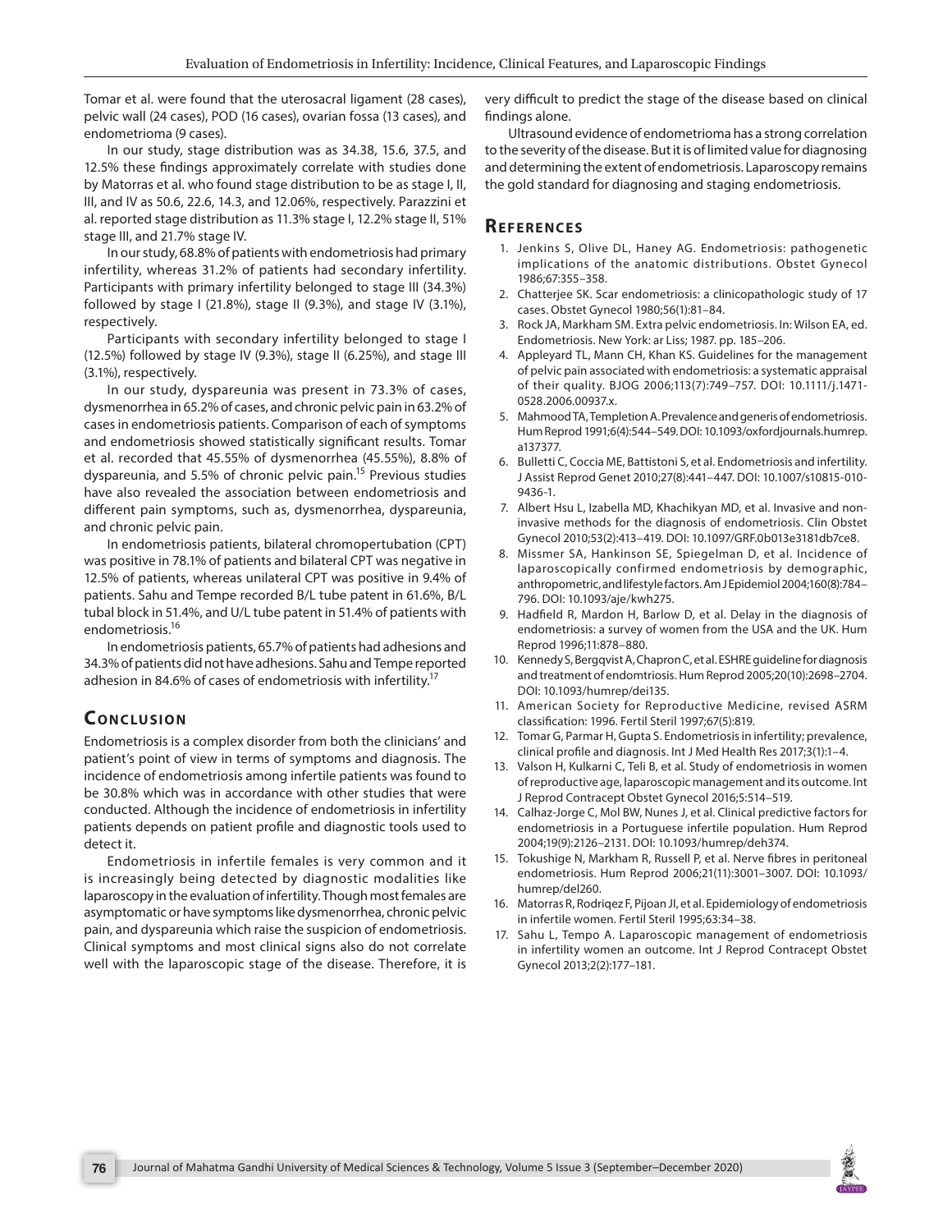Tomar et al. were found that the uterosacral ligament (28 cases), pelvic wall (24 cases), POD (16 cases), ovarian fossa (13 cases), and endometrioma (9 cases).

In our study, stage distribution was as 34.38, 15.6, 37.5, and 12.5% these findings approximately correlate with studies done by Matorras et al. who found stage distribution to be as stage I, II, III, and IV as 50.6, 22.6, 14.3, and 12.06%, respectively. Parazzini et al. reported stage distribution as 11.3% stage I, 12.2% stage II, 51% stage III, and 21.7% stage IV.

In our study, 68.8% of patients with endometriosis had primary infertility, whereas 31.2% of patients had secondary infertility. Participants with primary infertility belonged to stage III (34.3%) followed by stage I (21.8%), stage II (9.3%), and stage IV (3.1%), respectively.

Participants with secondary infertility belonged to stage I (12.5%) followed by stage IV (9.3%), stage II (6.25%), and stage III (3.1%), respectively.

In our study, dyspareunia was present in 73.3% of cases, dysmenorrhea in 65.2% of cases, and chronic pelvic pain in 63.2% of cases in endometriosis patients. Comparison of each of symptoms and endometriosis showed statistically significant results. Tomar et al. recorded that 45.55% of dysmenorrhea (45.55%), 8.8% of dyspareunia, and 5.5% of chronic pelvic pain.[15] Previous studies have also revealed the association between endometriosis and different pain symptoms, such as, dysmenorrhea, dyspareunia, and chronic pelvic pain.

In endometriosis patients, bilateral chromopertubation (CPT) was positive in 78.1% of patients and bilateral CPT was negative in 12.5% of patients, whereas unilateral CPT was positive in 9.4% of patients. Sahu and Tempe recorded B/L tube patent in 61.6%, B/L tubal block in 51.4%, and U/L tube patent in 51.4% of patients with endometriosis.[16]

In endometriosis patients, 65.7% of patients had adhesions and 34.3% of patients did not have adhesions. Sahu and Tempe reported adhesion in 84.6% of cases of endometriosis with infertility.[17]

## Conclusion

Endometriosis is a complex disorder from both the clinicians' and patient's point of view in terms of symptoms and diagnosis. The incidence of endometriosis among infertile patients was found to be 30.8% which was in accordance with other studies that were conducted. Although the incidence of endometriosis in infertility patients depends on patient profile and diagnostic tools used to detect it.

Endometriosis in infertile females is very common and it is increasingly being detected by diagnostic modalities like laparoscopy in the evaluation of infertility. Though most females are asymptomatic or have symptoms like dysmenorrhea, chronic pelvic pain, and dyspareunia which raise the suspicion of endometriosis. Clinical symptoms and most clinical signs also do not correlate well with the laparoscopic stage of the disease. Therefore, it is very difficult to predict the stage of the disease based on clinical findings alone.

Ultrasound evidence of endometrioma has a strong correlation to the severity of the disease. But it is of limited value for diagnosing and determining the extent of endometriosis. Laparoscopy remains the gold standard for diagnosing and staging endometriosis.

## References

1. Jenkins S, Olive DL, Haney AG. Endometriosis: pathogenetic implications of the anatomic distributions. Obstet Gynecol 1986;67:355–358.
2. Chatterjee SK. Scar endometriosis: a clinicopathologic study of 17 cases. Obstet Gynecol 1980;56(1):81–84.
3. Rock JA, Markham SM. Extra pelvic endometriosis. In: Wilson EA, ed. Endometriosis. New York: ar Liss; 1987. pp. 185–206.
4. Appleyard TL, Mann CH, Khan KS. Guidelines for the management of pelvic pain associated with endometriosis: a systematic appraisal of their quality. BJOG 2006;113(7):749–757. DOI: 10.1111/j.1471-0528.2006.00937.x.
5. Mahmood TA, Templetion A. Prevalence and generis of endometriosis. Hum Reprod 1991;6(4):544–549. DOI: 10.1093/oxfordjournals.humrep.a137377.
6. Bulletti C, Coccia ME, Battistoni S, et al. Endometriosis and infertility. J Assist Reprod Genet 2010;27(8):441–447. DOI: 10.1007/s10815-010-9436-1.
7. Albert Hsu L, Izabella MD, Khachikyan MD, et al. Invasive and non-invasive methods for the diagnosis of endometriosis. Clin Obstet Gynecol 2010;53(2):413–419. DOI: 10.1097/GRF.0b013e3181db7ce8.
8. Missmer SA, Hankinson SE, Spiegelman D, et al. Incidence of laparoscopically confirmed endometriosis by demographic, anthropometric, and lifestyle factors. Am J Epidemiol 2004;160(8):784–796. DOI: 10.1093/aje/kwh275.
9. Hadfield R, Mardon H, Barlow D, et al. Delay in the diagnosis of endometriosis: a survey of women from the USA and the UK. Hum Reprod 1996;11:878–880.
10. Kennedy S, Bergqvist A, Chapron C, et al. ESHRE guideline for diagnosis and treatment of endomtriosis. Hum Reprod 2005;20(10):2698–2704. DOI: 10.1093/humrep/dei135.
11. American Society for Reproductive Medicine, revised ASRM classification: 1996. Fertil Steril 1997;67(5):819.
12. Tomar G, Parmar H, Gupta S. Endometriosis in infertility; prevalence, clinical profile and diagnosis. Int J Med Health Res 2017;3(1):1–4.
13. Valson H, Kulkarni C, Teli B, et al. Study of endometriosis in women of reproductive age, laparoscopic management and its outcome. Int J Reprod Contracept Obstet Gynecol 2016;5:514–519.
14. Calhaz-Jorge C, Mol BW, Nunes J, et al. Clinical predictive factors for endometriosis in a Portuguese infertile population. Hum Reprod 2004;19(9):2126–2131. DOI: 10.1093/humrep/deh374.
15. Tokushige N, Markham R, Russell P, et al. Nerve fibres in peritoneal endometriosis. Hum Reprod 2006;21(11):3001–3007. DOI: 10.1093/humrep/del260.
16. Matorras R, Rodriqez F, Pijoan JI, et al. Epidemiology of endometriosis in infertile women. Fertil Steril 1995;63:34–38.
17. Sahu L, Tempo A. Laparoscopic management of endometriosis in infertility women an outcome. Int J Reprod Contracept Obstet Gynecol 2013;2(2):177–181.